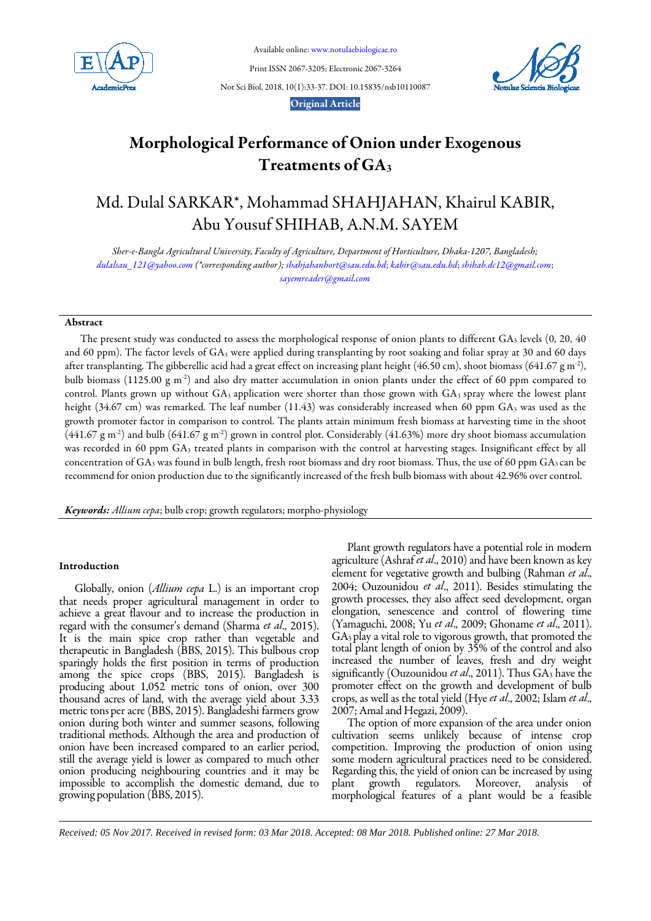Available online: www.notulaebiologicae.ro

Print ISSN 2067-3205; Electronic 2067-3264

Not Sci Biol, 2018, 10(1):33-37. DOI: 10.15835/nsb10110087

**Original Article**

# Morphological Performance of Onion under Exogenous Treatments of $GA_3$

## Md. Dulal SARKAR*, Mohammad SHAHJAHAN, Khairul KABIR, Abu Yousuf SHIHAB, A.N.M. SAYEM

*Sher-e-Bangla Agricultural University, Faculty of Agriculture, Department of Horticulture, Dhaka-1207, Bangladesh;* dulalsau_121@yahoo.com *(*corresponding author);* shahjahanhort@sau.edu.bd; kabir@sau.edu.bd; shihab.dc12@gmail.com; sayemreader@gmail.com

### Abstract

The present study was conducted to assess the morphological response of onion plants to different $GA_3$ levels (0, 20, 40 and 60 ppm). The factor levels of $GA_3$ were applied during transplanting by root soaking and foliar spray at 30 and 60 days after transplanting. The gibberellic acid had a great effect on increasing plant height (46.50 cm), shoot biomass (641.67 g $m^{-2}$), bulb biomass (1125.00 g $m^{-2}$) and also dry matter accumulation in onion plants under the effect of 60 ppm compared to control. Plants grown up without $GA_3$ application were shorter than those grown with $GA_3$ spray where the lowest plant height (34.67 cm) was remarked. The leaf number (11.43) was considerably increased when 60 ppm $GA_3$ was used as the growth promoter factor in comparison to control. The plants attain minimum fresh biomass at harvesting time in the shoot (441.67 g $m^{-2}$) and bulb (641.67 g $m^{-2}$) grown in control plot. Considerably (41.63%) more dry shoot biomass accumulation was recorded in 60 ppm $GA_3$ treated plants in comparison with the control at harvesting stages. Insignificant effect by all concentration of $GA_3$ was found in bulb length, fresh root biomass and dry root biomass. Thus, the use of 60 ppm $GA_3$ can be recommend for onion production due to the significantly increased of the fresh bulb biomass with about 42.96% over control.

***Keywords:*** *Allium cepa*; bulb crop; growth regulators; morpho-physiology

### Introduction

Globally, onion (*Allium cepa* L.) is an important crop that needs proper agricultural management in order to achieve a great flavour and to increase the production in regard with the consumer's demand (Sharma *et al*., 2015). It is the main spice crop rather than vegetable and therapeutic in Bangladesh (BBS, 2015). This bulbous crop sparingly holds the first position in terms of production among the spice crops (BBS, 2015). Bangladesh is producing about 1,052 metric tons of onion, over 300 thousand acres of land, with the average yield about 3.33 metric tons per acre (BBS, 2015). Bangladeshi farmers grow onion during both winter and summer seasons, following traditional methods. Although the area and production of onion have been increased compared to an earlier period, still the average yield is lower as compared to non other onion producing neighbouring countries and it may be impossible to accomplish the domestic demand, due to growing population (BBS, 2015).

Plant growth regulators have a potential role in modern agriculture (Ashraf *et al*., 2010) and have been known as key element for vegetative growth and bulbing (Rahman *et al*., 2004; Ouzounidou *et al*., 2011). Besides stimulating the growth processes, they also affect seed development, organ elongation, senescence and control of flowering time (Yamaguchi, 2008; Yu *et al*., 2009; Ghoname *et al*., 2011). $GA_3$ play a vital role to vigorous growth, that promoted the total plant length of onion by 35% of the control and also increased the number of leaves, fresh and dry weight significantly (Ouzounidou *et al*., 2011). Thus $GA_3$ have the promoter effect on the growth and development of bulb crops, as well as the total yield (Hye *et al*., 2002; Islam *et al*., 2007; Amal and Hegazi, 2009).

The option of more expansion of the area under onion cultivation seems unlikely because of intense crop competition. Improving the production of onion using some modern agricultural practices need to be considered. Regarding this, the yield of onion can be increased by using plant growth regulators. Moreover, analysis of morphological features of a plant would be a feasible

*Received: 05 Nov 2017. Received in revised form: 03 Mar 2018. Accepted: 08 Mar 2018. Published online: 27 Mar 2018.*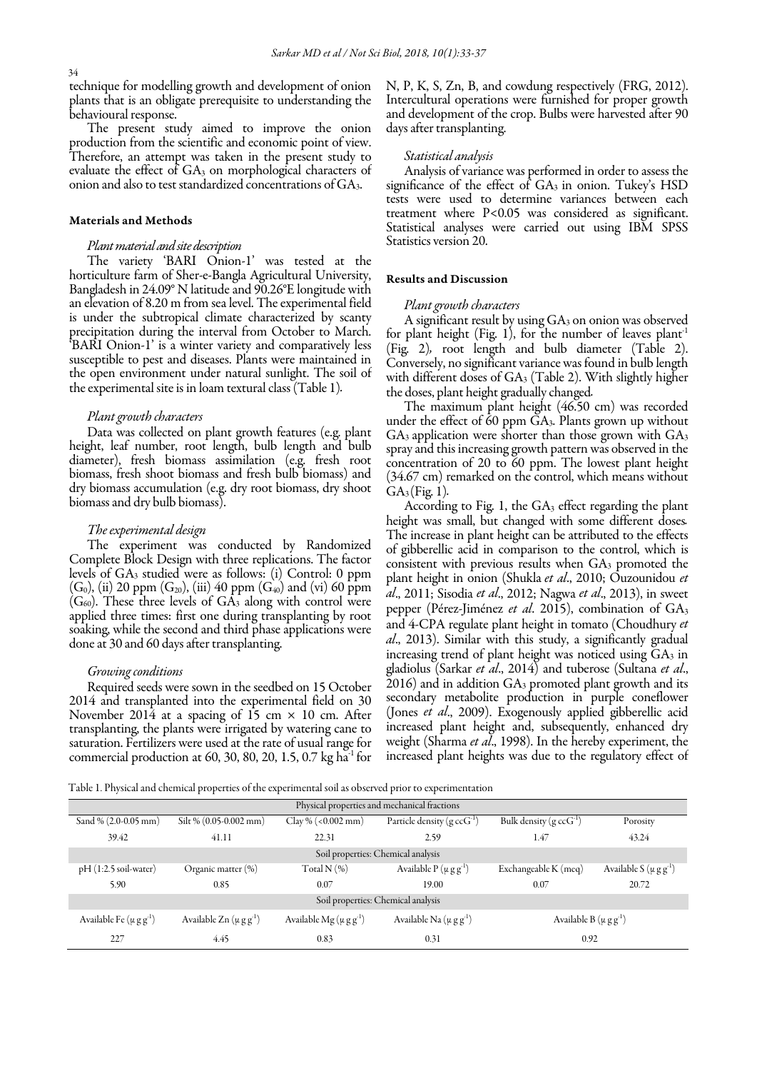technique for modelling growth and development of onion plants that is an obligate prerequisite to understanding the behavioural response.

The present study aimed to improve the onion production from the scientific and economic point of view. Therefore, an attempt was taken in the present study to evaluate the effect of $GA_3$ on morphological characters of onion and also to test standardized concentrations of $GA_3$.

## Materials and Methods

### *Plant material and site description*

The variety 'BARI Onion-1' was tested at the horticulture farm of Sher-e-Bangla Agricultural University, Bangladesh in 24.09° N latitude and 90.26°E longitude with an elevation of 8.20 m from sea level. The experimental field is under the subtropical climate characterized by scanty precipitation during the interval from October to March. 'BARI Onion-1' is a winter variety and comparatively less susceptible to pest and diseases. Plants were maintained in the open environment under natural sunlight. The soil of the experimental site is in loam textural class (Table 1).

### *Plant growth characters*

Data was collected on plant growth features (e.g. plant height, leaf number, root length, bulb length and bulb diameter), fresh biomass assimilation (e.g. fresh root biomass, fresh shoot biomass and fresh bulb biomass) and dry biomass accumulation (e.g. dry root biomass, dry shoot biomass and dry bulb biomass).

### *The experimental design*

The experiment was conducted by Randomized Complete Block Design with three replications. The factor levels of $GA_3$ studied were as follows: (i) Control: 0 ppm ($G_0$), (ii) 20 ppm ($G_{20}$), (iii) 40 ppm ($G_{40}$) and (vi) 60 ppm ($G_{60}$). These three levels of $GA_3$ along with control were applied three times: first one during transplanting by root soaking, while the second and third phase applications were done at 30 and 60 days after transplanting.

### *Growing conditions*

Required seeds were sown in the seedbed on 15 October 2014 and transplanted into the experimental field on 30 November 2014 at a spacing of 15 cm × 10 cm. After transplanting, the plants were irrigated by watering cane to saturation. Fertilizers were used at the rate of usual range for commercial production at 60, 30, 80, 20, 1.5, 0.7 kg $ha^{-1}$ for N, P, K, S, Zn, B, and cowdung respectively (FRG, 2012). Intercultural operations were furnished for proper growth and development of the crop. Bulbs were harvested after 90 days after transplanting.

### *Statistical analysis*

Analysis of variance was performed in order to assess the significance of the effect of $GA_3$ in onion. Tukey's HSD tests were used to determine variances between each treatment where $P<0.05$ was considered as significant. Statistical analyses were carried out using IBM SPSS Statistics version 20.

## Results and Discussion

### *Plant growth characters*

A significant result by using $GA_3$ on onion was observed for plant height (Fig. 1), for the number of leaves $plant^{-1}$ (Fig. 2), root length and bulb diameter (Table 2). Conversely, no significant variance was found in bulb length with different doses of $GA_3$ (Table 2). With slightly higher the doses, plant height gradually changed.

The maximum plant height (46.50 cm) was recorded under the effect of 60 ppm $GA_3$. Plants grown up without $GA_3$ application were shorter than those grown with $GA_3$ spray and this increasing growth pattern was observed in the concentration of 20 to 60 ppm. The lowest plant height (34.67 cm) remarked on the control, which means without $GA_3$ (Fig. 1).

According to Fig. 1, the $GA_3$ effect regarding the plant height was small, but changed with some different doses. The increase in plant height can be attributed to the effects of gibberellic acid in comparison to the control, which is consistent with previous results when $GA_3$ promoted the plant height in onion (Shukla *et al*., 2010; Ouzounidou *et al*., 2011; Sisodia *et al*., 2012; Nagwa *et al*., 2013), in sweet pepper (Pérez-Jiménez *et al*. 2015), combination of $GA_3$ and 4-CPA regulate plant height in tomato (Choudhury *et al*., 2013). Similar with this study, a significantly gradual increasing trend of plant height was noticed using $GA_3$ in gladiolus (Sarkar *et al*., 2014) and tuberose (Sultana *et al*., 2016) and in addition $GA_3$ promoted plant growth and its secondary metabolite production in purple coneflower (Jones *et al*., 2009). Exogenously applied gibberellic acid increased plant height and, subsequently, enhanced dry weight (Sharma *et al*., 1998). In the hereby experiment, the increased plant heights was due to the regulatory effect of

Table 1. Physical and chemical properties of the experimental soil as observed prior to experimentation

| Physical properties and mechanical fractions | | | | | |
|---|---|---|---|---|---|
| Sand % (2.0-0.05 mm) | Silt % (0.05-0.002 mm) | Clay % (<0.002 mm) | Particle density (g $ccG^{-1}$) | Bulk density (g $ccG^{-1}$) | Porosity |
| 39.42 | 41.11 | 22.31 | 2.59 | 1.47 | 43.24 |
| **Soil properties: Chemical analysis** | | | | | |
| pH (1:2.5 soil-water) | Organic matter (%) | Total N (%) | Available P (µ g $g^{-1}$) | Exchangeable K (meq) | Available S (µ g $g^{-1}$) |
| 5.90 | 0.85 | 0.07 | 19.00 | 0.07 | 20.72 |
| **Soil properties: Chemical analysis** | | | | | |
| Available Fe (µ g $g^{-1}$) | Available Zn (µ g $g^{-1}$) | Available Mg (µ g $g^{-1}$) | Available Na (µ g $g^{-1}$) | Available B (µ g $g^{-1}$) | |
| 227 | 4.45 | 0.83 | 0.31 | 0.92 | |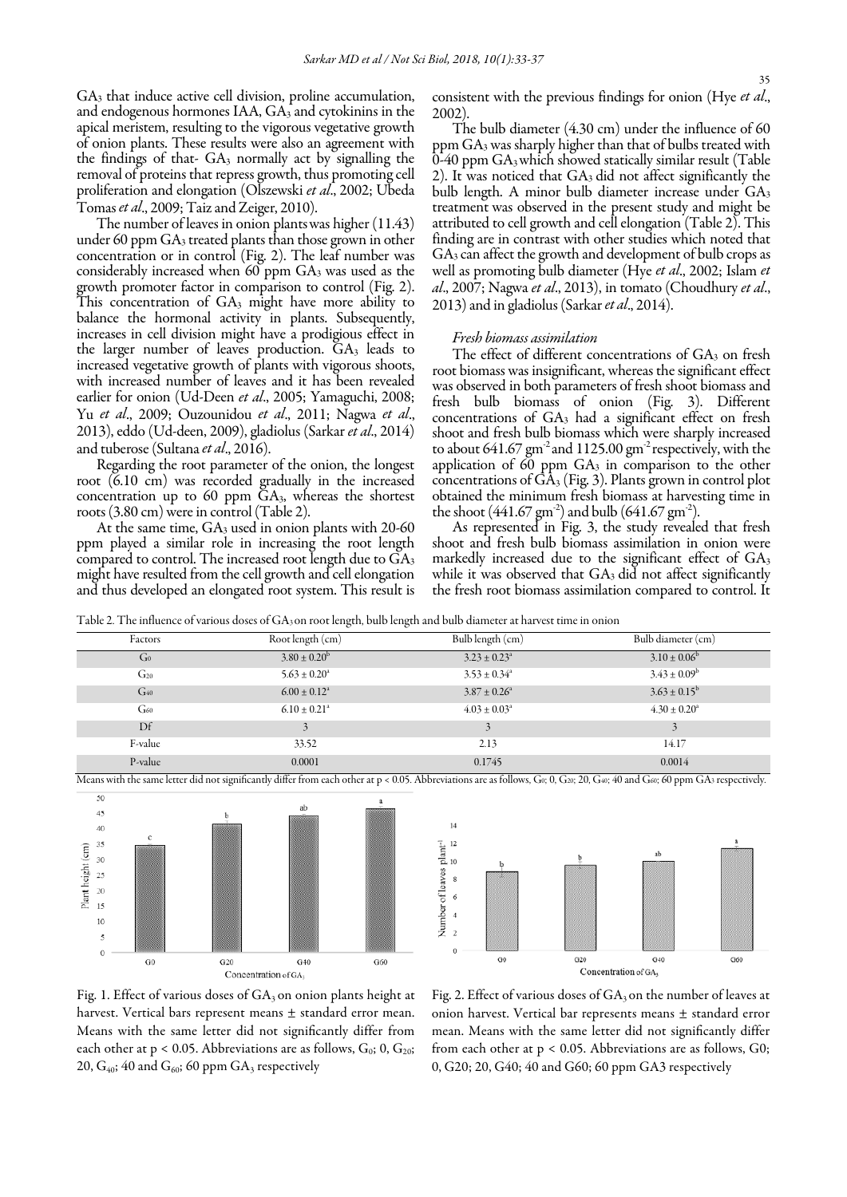$GA_3$ that induce active cell division, proline accumulation, and endogenous hormones IAA, $GA_3$ and cytokinins in the apical meristem, resulting to the vigorous vegetative growth of onion plants. These results were also an agreement with the findings of that- $GA_3$ normally act by signalling the removal of proteins that repress growth, thus promoting cell proliferation and elongation (Olszewski *et al*., 2002; Ubeda Tomas *et al*., 2009; Taiz and Zeiger, 2010).

The number of leaves in onion plants was higher (11.43) under 60 ppm $GA_3$ treated plants than those grown in other concentration or in control (Fig. 2). The leaf number was considerably increased when 60 ppm $GA_3$ was used as the growth promoter factor in comparison to control (Fig. 2). This concentration of $GA_3$ might have more ability to balance the hormonal activity in plants. Subsequently, increases in cell division might have a prodigious effect in the larger number of leaves production. $GA_3$ leads to increased vegetative growth of plants with vigorous shoots, with increased number of leaves and it has been revealed earlier for onion (Ud-Deen *et al*., 2005; Yamaguchi, 2008; Yu *et al*., 2009; Ouzounidou *et al*., 2011; Nagwa *et al*., 2013), eddo (Ud-deen, 2009), gladiolus (Sarkar *et al*., 2014) and tuberose (Sultana *et al*., 2016).

Regarding the root parameter of the onion, the longest root (6.10 cm) was recorded gradually in the increased concentration up to 60 ppm $GA_3$, whereas the shortest roots (3.80 cm) were in control (Table 2).

At the same time, $GA_3$ used in onion plants with 20-60 ppm played a similar role in increasing the root length compared to control. The increased root length due to $GA_3$ might have resulted from the cell growth and cell elongation and thus developed an elongated root system. This result is consistent with the previous findings for onion (Hye *et al*., 2002).

The bulb diameter (4.30 cm) under the influence of 60 ppm $GA_3$ was sharply higher than that of bulbs treated with 0-40 ppm $GA_3$ which showed statically similar result (Table 2). It was noticed that $GA_3$ did not affect significantly the bulb length. A minor bulb diameter increase under $GA_3$ treatment was observed in the present study and might be attributed to cell growth and cell elongation (Table 2). This finding are in contrast with other studies which noted that $GA_3$ can affect the growth and development of bulb crops as well as promoting bulb diameter (Hye *et al*., 2002; Islam *et al*., 2007; Nagwa *et al*., 2013), in tomato (Choudhury *et al*., 2013) and in gladiolus (Sarkar *et al*., 2014).

### *Fresh biomass assimilation*

The effect of different concentrations of $GA_3$ on fresh root biomass was insignificant, whereas the significant effect was observed in both parameters of fresh shoot biomass and fresh bulb biomass of onion (Fig. 3). Different concentrations of $GA_3$ had a significant effect on fresh shoot and fresh bulb biomass which were sharply increased to about 641.67 $gm^{-2}$ and 1125.00 $gm^{-2}$ respectively, with the application of 60 ppm $GA_3$ in comparison to the other concentrations of $GA_3$ (Fig. 3). Plants grown in control plot obtained the minimum fresh biomass at harvesting time in the shoot (441.67 $gm^{-2}$) and bulb (641.67 $gm^{-2}$).

As represented in Fig. 3, the study revealed that fresh shoot and fresh bulb biomass assimilation in onion were markedly increased due to the significant effect of $GA_3$ while it was observed that $GA_3$ did not affect significantly the fresh root biomass assimilation compared to control. It

Table 2. The influence of various doses of $GA_3$ on root length, bulb length and bulb diameter at harvest time in onion

| Factors | Root length (cm) | Bulb length (cm) | Bulb diameter (cm) |
|---|---|---|---|
| $G_0$ | $3.80 \pm 0.20^b$ | $3.23 \pm 0.23^a$ | $3.10 \pm 0.06^b$ |
| $G_{20}$ | $5.63 \pm 0.20^a$ | $3.53 \pm 0.34^a$ | $3.43 \pm 0.09^b$ |
| $G_{40}$ | $6.00 \pm 0.12^a$ | $3.87 \pm 0.26^a$ | $3.63 \pm 0.15^b$ |
| $G_{60}$ | $6.10 \pm 0.21^a$ | $4.03 \pm 0.03^a$ | $4.30 \pm 0.20^a$ |
| Df | 3 | 3 | 3 |
| F-value | 33.52 | 2.13 | 14.17 |
| P-value | 0.0001 | 0.1745 | 0.0014 |

Means with the same letter did not significantly differ from each other at $p < 0.05$. Abbreviations are as follows, $G_0$; 0, $G_{20}$; 20, $G_{40}$; 40 and $G_{60}$; 60 ppm $GA_3$ respectively.

Fig. 1. Effect of various doses of $GA_3$ on onion plants height at harvest. Vertical bars represent means ± standard error mean. Means with the same letter did not significantly differ from each other at $p < 0.05$. Abbreviations are as follows, $G_0$; 0, $G_{20}$; 20, $G_{40}$; 40 and $G_{60}$; 60 ppm $GA_3$ respectively

Fig. 2. Effect of various doses of $GA_3$ on the number of leaves at onion harvest. Vertical bar represents means ± standard error mean. Means with the same letter did not significantly differ from each other at $p < 0.05$. Abbreviations are as follows, G0; 0, G20; 20, G40; 40 and G60; 60 ppm GA3 respectively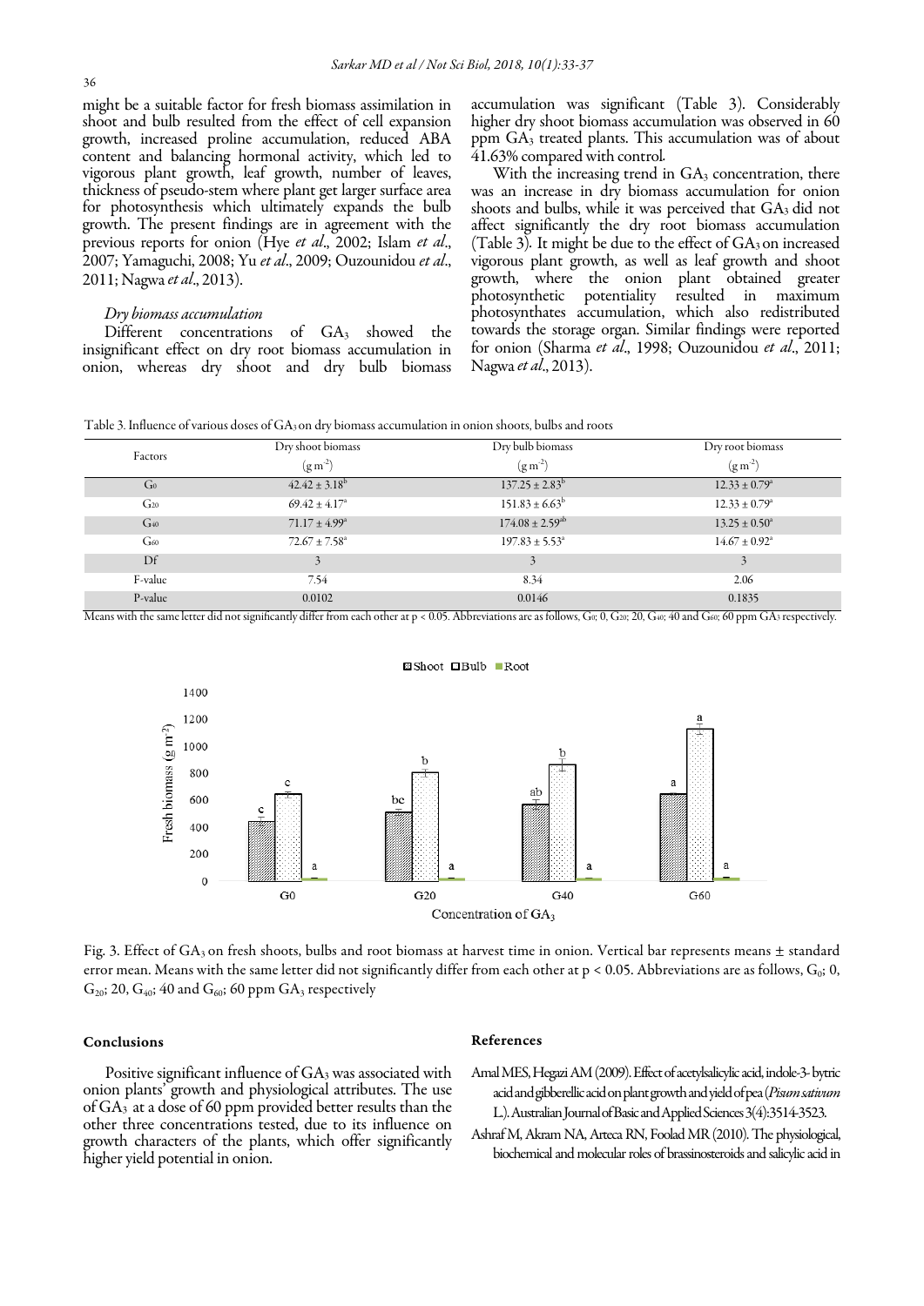might be a suitable factor for fresh biomass assimilation in shoot and bulb resulted from the effect of cell expansion growth, increased proline accumulation, reduced ABA content and balancing hormonal activity, which led to vigorous plant growth, leaf growth, number of leaves, thickness of pseudo-stem where plant get larger surface area for photosynthesis which ultimately expands the bulb growth. The present findings are in agreement with the previous reports for onion (Hye *et al*., 2002; Islam *et al*., 2007; Yamaguchi, 2008; Yu *et al*., 2009; Ouzounidou *et al*., 2011; Nagwa *et al*., 2013).

### *Dry biomass accumulation*

Different concentrations of $GA_3$ showed the insignificant effect on dry root biomass accumulation in onion, whereas dry shoot and dry bulb biomass accumulation was significant (Table 3). Considerably higher dry shoot biomass accumulation was observed in 60 ppm $GA_3$ treated plants. This accumulation was of about 41.63% compared with control.

With the increasing trend in $GA_3$ concentration, there was an increase in dry biomass accumulation for onion shoots and bulbs, while it was perceived that $GA_3$ did not affect significantly the dry root biomass accumulation (Table 3). It might be due to the effect of $GA_3$ on increased vigorous plant growth, as well as leaf growth and shoot growth, where the onion plant obtained greater photosynthetic potentiality resulted in maximum photosynthates accumulation, which also redistributed towards the storage organ. Similar findings were reported for onion (Sharma *et al*., 1998; Ouzounidou *et al*., 2011; Nagwa *et al*., 2013).

Table 3. Influence of various doses of $GA_3$ on dry biomass accumulation in onion shoots, bulbs and roots

| Factors | Dry shoot biomass ($g\ m^{-2}$) | Dry bulb biomass ($g\ m^{-2}$) | Dry root biomass ($g\ m^{-2}$) |
|---|---|---|---|
| $G_0$ | $42.42 \pm 3.18^b$ | $137.25 \pm 2.83^b$ | $12.33 \pm 0.79^a$ |
| $G_{20}$ | $69.42 \pm 4.17^a$ | $151.83 \pm 6.63^b$ | $12.33 \pm 0.79^a$ |
| $G_{40}$ | $71.17 \pm 4.99^a$ | $174.08 \pm 2.59^{ab}$ | $13.25 \pm 0.50^a$ |
| $G_{60}$ | $72.67 \pm 7.58^a$ | $197.83 \pm 5.53^a$ | $14.67 \pm 0.92^a$ |
| Df | 3 | 3 | 3 |
| F-value | 7.54 | 8.34 | 2.06 |
| P-value | 0.0102 | 0.0146 | 0.1835 |

Means with the same letter did not significantly differ from each other at $p < 0.05$. Abbreviations are as follows, $G_0$; 0, $G_{20}$; 20, $G_{40}$; 40 and $G_{60}$; 60 ppm $GA_3$ respectively.

Fig. 3. Effect of $GA_3$ on fresh shoots, bulbs and root biomass at harvest time in onion. Vertical bar represents means ± standard error mean. Means with the same letter did not significantly differ from each other at $p < 0.05$. Abbreviations are as follows, $G_0$; 0, $G_{20}$; 20, $G_{40}$; 40 and $G_{60}$; 60 ppm $GA_3$ respectively

## Conclusions

Positive significant influence of $GA_3$ was associated with onion plants' growth and physiological attributes. The use of $GA_3$ at a dose of 60 ppm provided better results than the other three concentrations tested, due to its influence on growth characters of the plants, which offer significantly higher yield potential in onion.

## References

Amal MES, Hegazi AM (2009). Effect of acetylsalicylic acid, indole-3- bytric acid and gibberellic acid on plant growth and yield of pea (*Pisum sativum* L.). Australian Journal of Basic and Applied Sciences 3(4):3514-3523.

Ashraf M, Akram NA, Arteca RN, Foolad MR (2010). The physiological, biochemical and molecular roles of brassinosteroids and salicylic acid in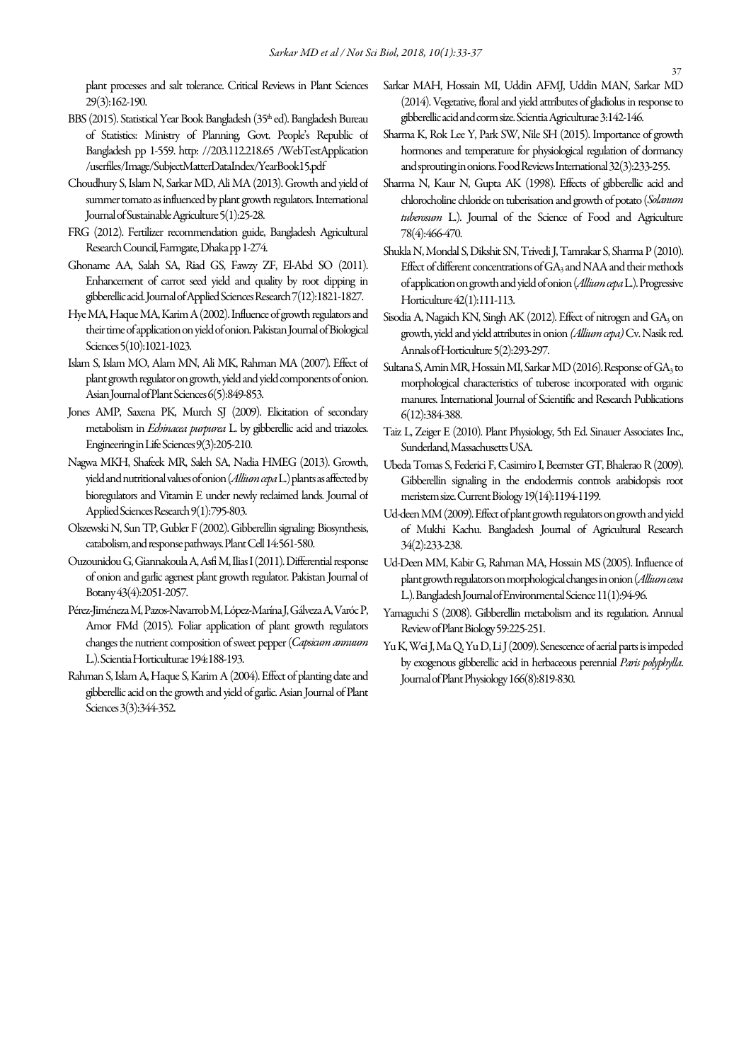plant processes and salt tolerance. Critical Reviews in Plant Sciences 29(3):162-190.

BBS (2015). Statistical Year Book Bangladesh (35th ed). Bangladesh Bureau of Statistics: Ministry of Planning, Govt. People's Republic of Bangladesh pp 1-559. http: //203.112.218.65 /WebTestApplication /userfiles/Image/SubjectMatterDataIndex/YearBook15.pdf

Choudhury S, Islam N, Sarkar MD, Ali MA (2013). Growth and yield of summer tomato as influenced by plant growth regulators. International Journal of Sustainable Agriculture 5(1):25-28.

FRG (2012). Fertilizer recommendation guide, Bangladesh Agricultural Research Council, Farmgate, Dhaka pp 1-274.

Ghoname AA, Salah SA, Riad GS, Fawzy ZF, El-Abd SO (2011). Enhancement of carrot seed yield and quality by root dipping in gibberellic acid. Journal of Applied Sciences Research 7(12):1821-1827.

Hye MA, Haque MA, Karim A (2002). Influence of growth regulators and their time of application on yield of onion. Pakistan Journal of Biological Sciences 5(10):1021-1023.

Islam S, Islam MO, Alam MN, Ali MK, Rahman MA (2007). Effect of plant growth regulator on growth, yield and yield components of onion. Asian Journal of Plant Sciences 6(5):849-853.

Jones AMP, Saxena PK, Murch SJ (2009). Elicitation of secondary metabolism in *Echinacea purpurea* L. by gibberellic acid and triazoles. Engineering in Life Sciences 9(3):205-210.

Nagwa MKH, Shafeek MR, Saleh SA, Nadia HMEG (2013). Growth, yield and nutritional values of onion (*Allium cepa* L.) plants as affected by bioregulators and Vitamin E under newly reclaimed lands. Journal of Applied Sciences Research 9(1):795-803.

Olszewski N, Sun TP, Gubler F (2002). Gibberellin signaling: Biosynthesis, catabolism, and response pathways. Plant Cell 14:561-580.

Ouzounidou G, Giannakoula A, Asfi M, Ilias I (2011). Differential response of onion and garlic agenest plant growth regulator. Pakistan Journal of Botany 43(4):2051-2057.

Pérez-Jiméneza M, Pazos-Navarrob M, López-Marína J, Gálveza A, Varóc P, Amor FMd (2015). Foliar application of plant growth regulators changes the nutrient composition of sweet pepper (*Capsicum annuum* L.). Scientia Horticulturae 194:188-193.

Rahman S, Islam A, Haque S, Karim A (2004). Effect of planting date and gibberellic acid on the growth and yield of garlic. Asian Journal of Plant Sciences 3(3):344-352.

Sarkar MAH, Hossain MI, Uddin AFMJ, Uddin MAN, Sarkar MD (2014). Vegetative, floral and yield attributes of gladiolus in response to gibberellic acid and corm size. Scientia Agriculturae 3:142-146.

Sharma K, Rok Lee Y, Park SW, Nile SH (2015). Importance of growth hormones and temperature for physiological regulation of dormancy and sprouting in onions. Food Reviews International 32(3):233-255.

Sharma N, Kaur N, Gupta AK (1998). Effects of gibberellic acid and chlorocholine chloride on tuberisation and growth of potato (*Solanum tuberosum* L.). Journal of the Science of Food and Agriculture 78(4):466-470.

Shukla N, Mondal S, Dikshit SN, Trivedi J, Tamrakar S, Sharma P (2010). Effect of different concentrations of $GA_3$ and NAA and their methods of application on growth and yield of onion (*Allium cepa* L.). Progressive Horticulture 42(1):111-113.

Sisodia A, Nagaich KN, Singh AK (2012). Effect of nitrogen and $GA_3$ on growth, yield and yield attributes in onion *(Allium cepa)* Cv. Nasik red. Annals of Horticulture 5(2):293-297.

Sultana S, Amin MR, Hossain MI, Sarkar MD (2016). Response of $GA_3$ to morphological characteristics of tuberose incorporated with organic manures. International Journal of Scientific and Research Publications 6(12):384-388.

Taiz L, Zeiger E (2010). Plant Physiology, 5th Ed. Sinauer Associates Inc., Sunderland, Massachusetts USA.

Ubeda Tomas S, Federici F, Casimiro I, Beemster GT, Bhalerao R (2009). Gibberellin signaling in the endodermis controls arabidopsis root meristem size. Current Biology 19(14):1194-1199.

Ud-deen MM (2009). Effect of plant growth regulators on growth and yield of Mukhi Kachu. Bangladesh Journal of Agricultural Research 34(2):233-238.

Ud-Deen MM, Kabir G, Rahman MA, Hossain MS (2005). Influence of plant growth regulators on morphological changes in onion (*Allium ceoa* L.). Bangladesh Journal of Environmental Science 11(1):94-96.

Yamaguchi S (2008). Gibberellin metabolism and its regulation. Annual Review of Plant Biology 59:225-251.

Yu K, Wei J, Ma Q, Yu D, Li J (2009). Senescence of aerial parts is impeded by exogenous gibberellic acid in herbaceous perennial *Paris polyphylla*. Journal of Plant Physiology 166(8):819-830.